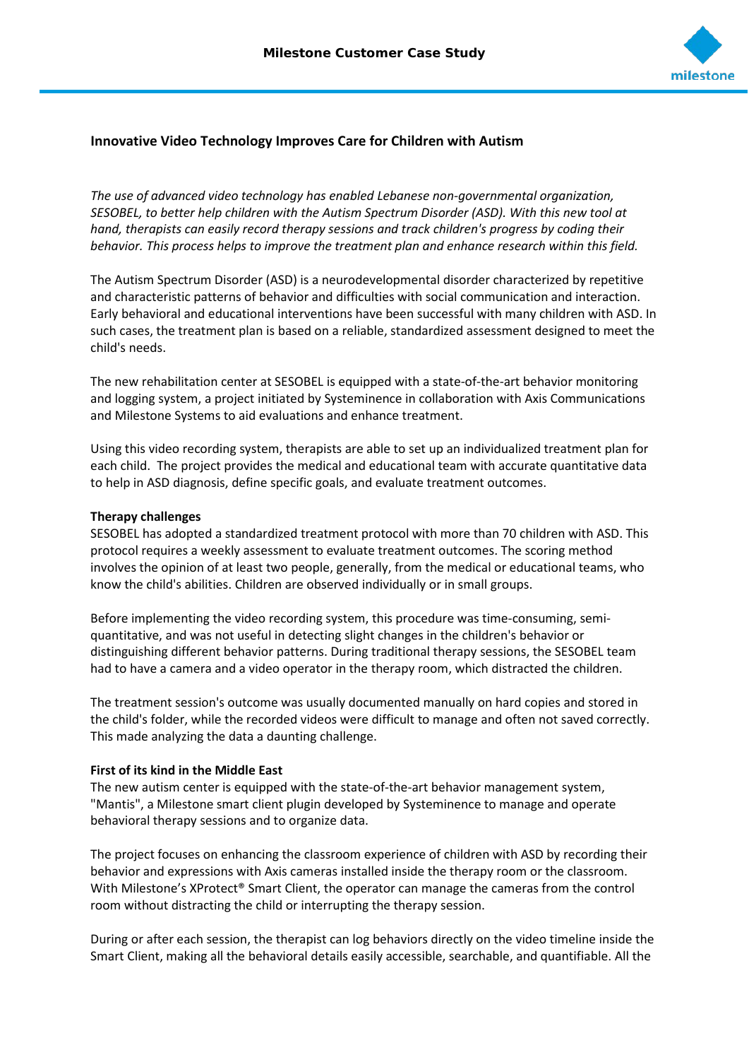## Innovative Video Technology Improves Care for Children with Autism

*The use of advanced video technology has enabled Lebanese non-governmental organization, SESOBEL, to better help children with the Autism Spectrum Disorder (ASD). With this new tool at hand, therapists can easily record therapy sessions and track children's progress by coding their behavior. This process helps to improve the treatment plan and enhance research within this field.*

The Autism Spectrum Disorder (ASD) is a neurodevelopmental disorder characterized by repetitive and characteristic patterns of behavior and difficulties with social communication and interaction. Early behavioral and educational interventions have been successful with many children with ASD. In such cases, the treatment plan is based on a reliable, standardized assessment designed to meet the child's needs.

The new rehabilitation center at SESOBEL is equipped with a state-of-the-art behavior monitoring and logging system, a project initiated by Systeminence in collaboration with Axis Communications and Milestone Systems to aid evaluations and enhance treatment.

Using this video recording system, therapists are able to set up an individualized treatment plan for each child. The project provides the medical and educational team with accurate quantitative data to help in ASD diagnosis, define specific goals, and evaluate treatment outcomes.

**Therapy challenges**

SESOBEL has adopted a standardized treatment protocol with more than 70 children with ASD. This protocol requires a weekly assessment to evaluate treatment outcomes. The scoring method involves the opinion of at least two people, generally, from the medical or educational teams, who know the child's abilities. Children are observed individually or in small groups.

Before implementing the video recording system, this procedure was time-consuming, semi-quantitative, and was not useful in detecting slight changes in the children's behavior or distinguishing different behavior patterns. During traditional therapy sessions, the SESOBEL team had to have a camera and a video operator in the therapy room, which distracted the children.

The treatment session's outcome was usually documented manually on hard copies and stored in the child's folder, while the recorded videos were difficult to manage and often not saved correctly. This made analyzing the data a daunting challenge.

**First of its kind in the Middle East**

The new autism center is equipped with the state-of-the-art behavior management system, "Mantis", a Milestone smart client plugin developed by Systeminence to manage and operate behavioral therapy sessions and to organize data.

The project focuses on enhancing the classroom experience of children with ASD by recording their behavior and expressions with Axis cameras installed inside the therapy room or the classroom. With Milestone's XProtect® Smart Client, the operator can manage the cameras from the control room without distracting the child or interrupting the therapy session.

During or after each session, the therapist can log behaviors directly on the video timeline inside the Smart Client, making all the behavioral details easily accessible, searchable, and quantifiable. All the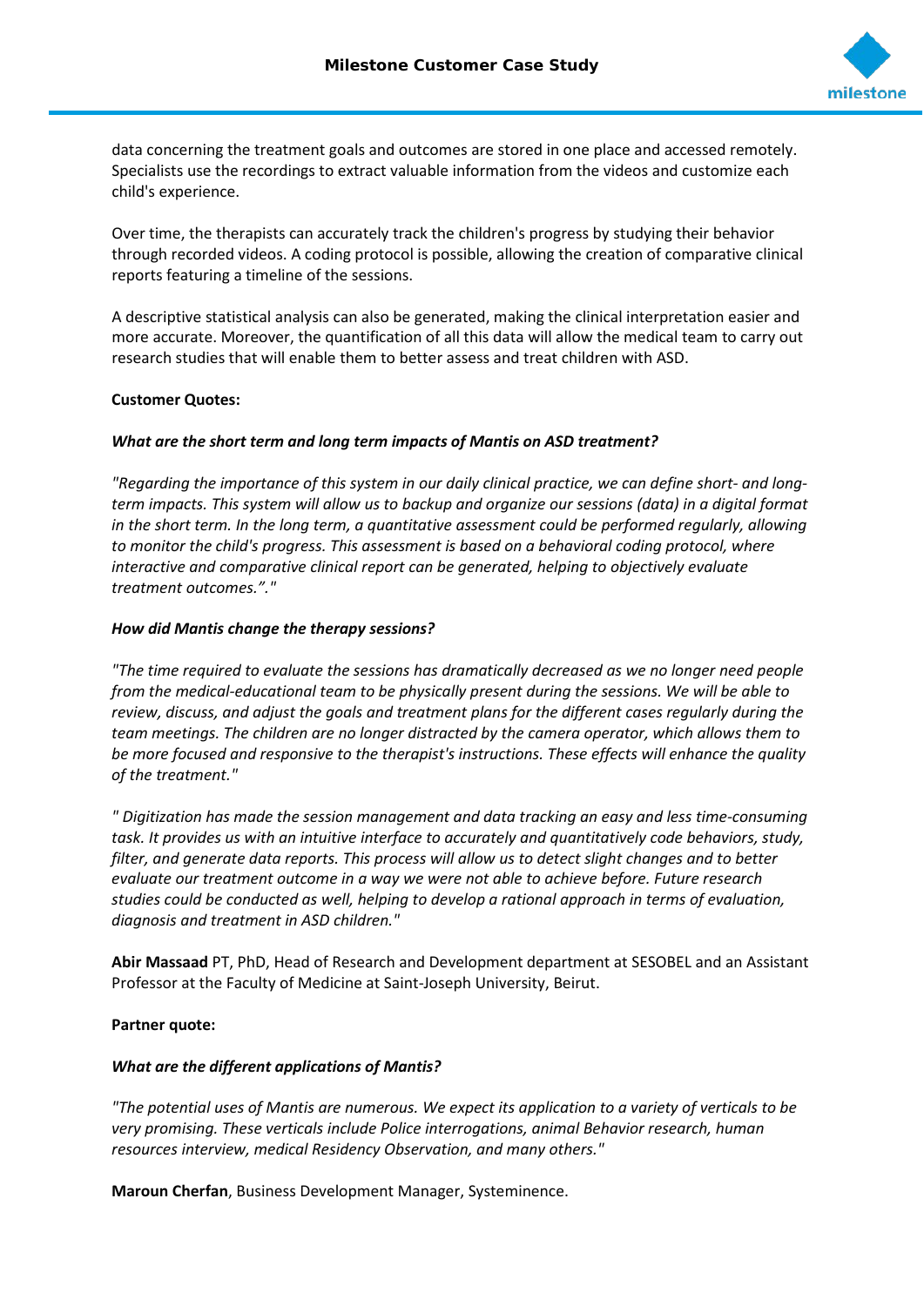data concerning the treatment goals and outcomes are stored in one place and accessed remotely. Specialists use the recordings to extract valuable information from the videos and customize each child's experience.

Over time, the therapists can accurately track the children's progress by studying their behavior through recorded videos. A coding protocol is possible, allowing the creation of comparative clinical reports featuring a timeline of the sessions.

A descriptive statistical analysis can also be generated, making the clinical interpretation easier and more accurate. Moreover, the quantification of all this data will allow the medical team to carry out research studies that will enable them to better assess and treat children with ASD.

**Customer Quotes:**

***What are the short term and long term impacts of Mantis on ASD treatment?***

*"Regarding the importance of this system in our daily clinical practice, we can define short- and long-term impacts. This system will allow us to backup and organize our sessions (data) in a digital format in the short term. In the long term, a quantitative assessment could be performed regularly, allowing to monitor the child's progress. This assessment is based on a behavioral coding protocol, where interactive and comparative clinical report can be generated, helping to objectively evaluate treatment outcomes.”."*

***How did Mantis change the therapy sessions?***

*"The time required to evaluate the sessions has dramatically decreased as we no longer need people from the medical-educational team to be physically present during the sessions. We will be able to review, discuss, and adjust the goals and treatment plans for the different cases regularly during the team meetings. The children are no longer distracted by the camera operator, which allows them to be more focused and responsive to the therapist's instructions. These effects will enhance the quality of the treatment."*

*" Digitization has made the session management and data tracking an easy and less time-consuming task. It provides us with an intuitive interface to accurately and quantitatively code behaviors, study, filter, and generate data reports. This process will allow us to detect slight changes and to better evaluate our treatment outcome in a way we were not able to achieve before. Future research studies could be conducted as well, helping to develop a rational approach in terms of evaluation, diagnosis and treatment in ASD children."*

**Abir Massaad** PT, PhD, Head of Research and Development department at SESOBEL and an Assistant Professor at the Faculty of Medicine at Saint-Joseph University, Beirut.

**Partner quote:**

***What are the different applications of Mantis?***

*"The potential uses of Mantis are numerous. We expect its application to a variety of verticals to be very promising. These verticals include Police interrogations, animal Behavior research, human resources interview, medical Residency Observation, and many others."*

**Maroun Cherfan**, Business Development Manager, Systeminence.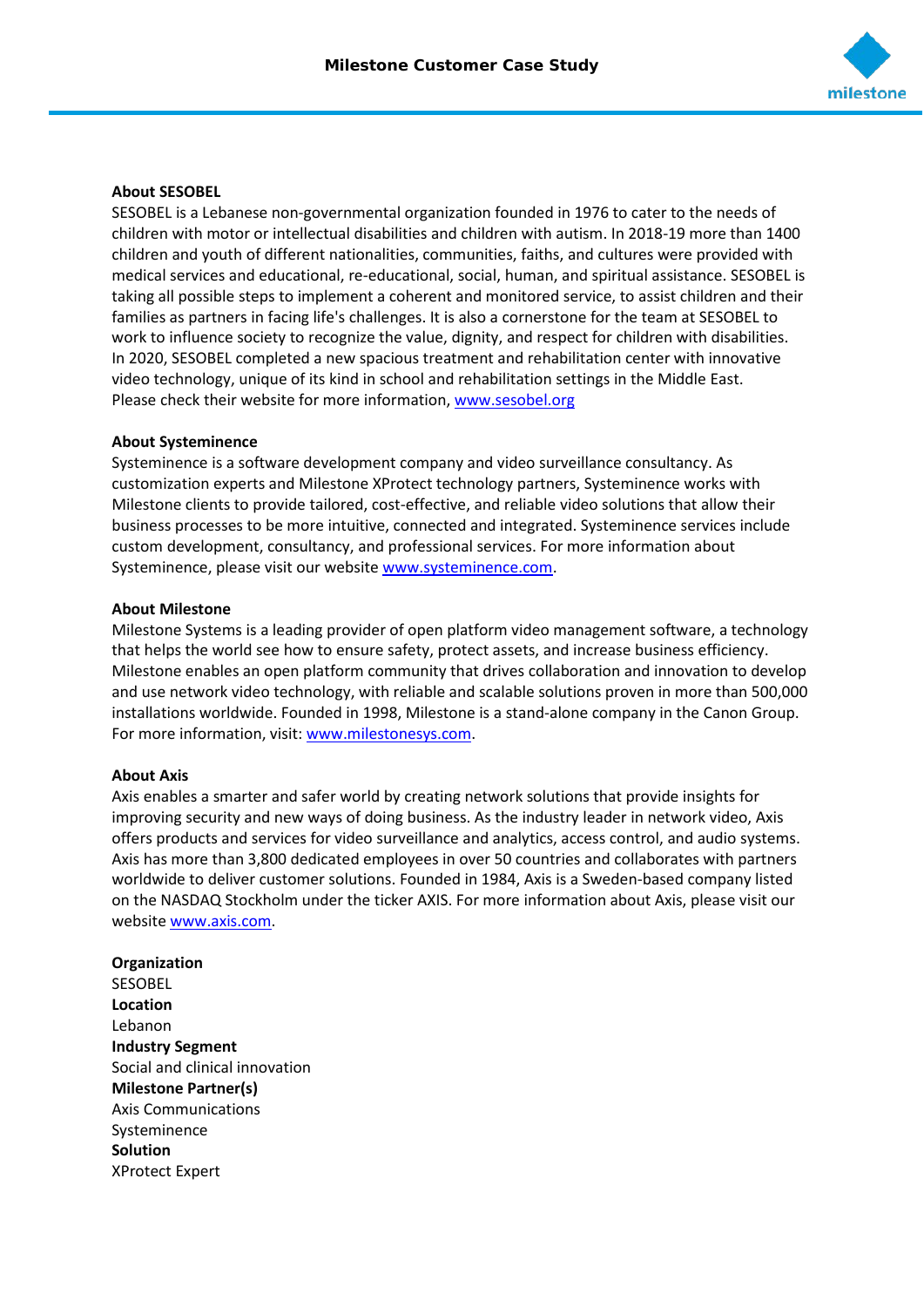**About SESOBEL**
SESOBEL is a Lebanese non-governmental organization founded in 1976 to cater to the needs of children with motor or intellectual disabilities and children with autism. In 2018-19 more than 1400 children and youth of different nationalities, communities, faiths, and cultures were provided with medical services and educational, re-educational, social, human, and spiritual assistance. SESOBEL is taking all possible steps to implement a coherent and monitored service, to assist children and their families as partners in facing life's challenges. It is also a cornerstone for the team at SESOBEL to work to influence society to recognize the value, dignity, and respect for children with disabilities. In 2020, SESOBEL completed a new spacious treatment and rehabilitation center with innovative video technology, unique of its kind in school and rehabilitation settings in the Middle East. Please check their website for more information, www.sesobel.org

**About Systeminence**
Systeminence is a software development company and video surveillance consultancy. As customization experts and Milestone XProtect technology partners, Systeminence works with Milestone clients to provide tailored, cost-effective, and reliable video solutions that allow their business processes to be more intuitive, connected and integrated. Systeminence services include custom development, consultancy, and professional services. For more information about Systeminence, please visit our website www.systeminence.com.

**About Milestone**
Milestone Systems is a leading provider of open platform video management software, a technology that helps the world see how to ensure safety, protect assets, and increase business efficiency. Milestone enables an open platform community that drives collaboration and innovation to develop and use network video technology, with reliable and scalable solutions proven in more than 500,000 installations worldwide. Founded in 1998, Milestone is a stand-alone company in the Canon Group. For more information, visit: www.milestonesys.com.

**About Axis**
Axis enables a smarter and safer world by creating network solutions that provide insights for improving security and new ways of doing business. As the industry leader in network video, Axis offers products and services for video surveillance and analytics, access control, and audio systems. Axis has more than 3,800 dedicated employees in over 50 countries and collaborates with partners worldwide to deliver customer solutions. Founded in 1984, Axis is a Sweden-based company listed on the NASDAQ Stockholm under the ticker AXIS. For more information about Axis, please visit our website www.axis.com.

**Organization**
SESOBEL
**Location**
Lebanon
**Industry Segment**
Social and clinical innovation
**Milestone Partner(s)**
Axis Communications
Systeminence
**Solution**
XProtect Expert